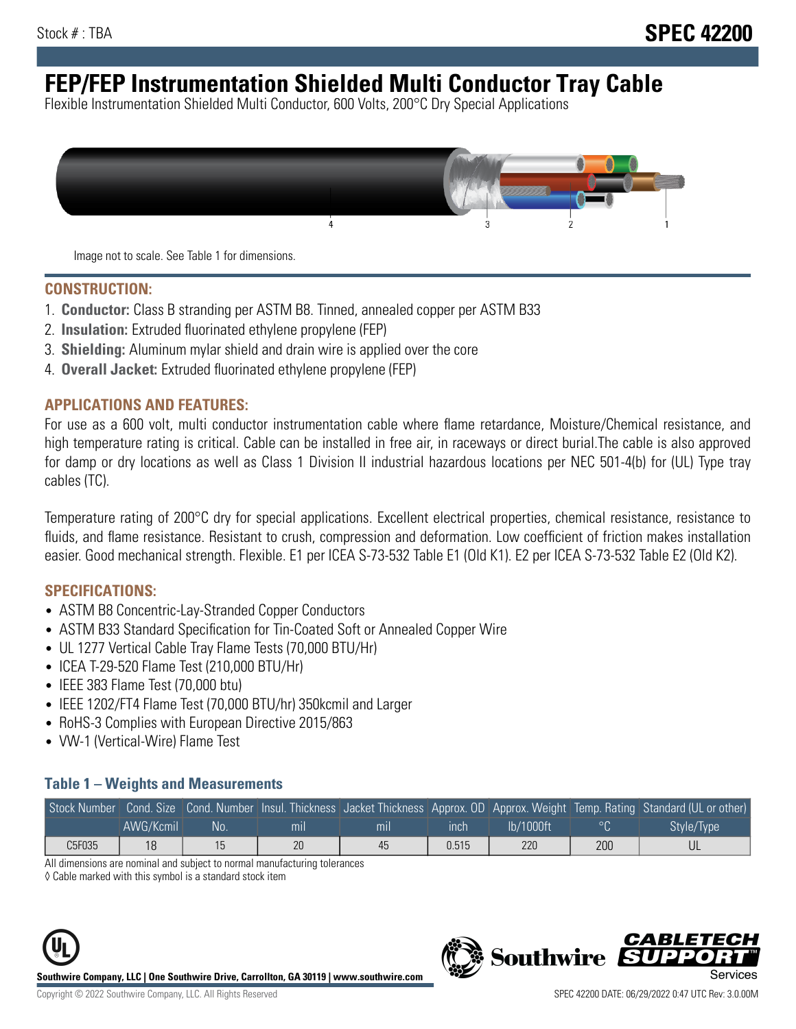Stock # : TBA

# SPEC 42200

# FEP/FEP Instrumentation Shielded Multi Conductor Tray Cable

Flexible Instrumentation Shielded Multi Conductor, 600 Volts, 200°C Dry Special Applications

Image not to scale. See Table 1 for dimensions.

## CONSTRUCTION:

1. **Conductor:** Class B stranding per ASTM B8. Tinned, annealed copper per ASTM B33
2. **Insulation:** Extruded fluorinated ethylene propylene (FEP)
3. **Shielding:** Aluminum mylar shield and drain wire is applied over the core
4. **Overall Jacket:** Extruded fluorinated ethylene propylene (FEP)

## APPLICATIONS AND FEATURES:

For use as a 600 volt, multi conductor instrumentation cable where flame retardance, Moisture/Chemical resistance, and high temperature rating is critical. Cable can be installed in free air, in raceways or direct burial.The cable is also approved for damp or dry locations as well as Class 1 Division II industrial hazardous locations per NEC 501-4(b) for (UL) Type tray cables (TC).

Temperature rating of 200°C dry for special applications. Excellent electrical properties, chemical resistance, resistance to fluids, and flame resistance. Resistant to crush, compression and deformation. Low coefficient of friction makes installation easier. Good mechanical strength. Flexible. E1 per ICEA S-73-532 Table E1 (Old K1). E2 per ICEA S-73-532 Table E2 (Old K2).

## SPECIFICATIONS:

- ASTM B8 Concentric-Lay-Stranded Copper Conductors
- ASTM B33 Standard Specification for Tin-Coated Soft or Annealed Copper Wire
- UL 1277 Vertical Cable Tray Flame Tests (70,000 BTU/Hr)
- ICEA T-29-520 Flame Test (210,000 BTU/Hr)
- IEEE 383 Flame Test (70,000 btu)
- IEEE 1202/FT4 Flame Test (70,000 BTU/hr) 350kcmil and Larger
- RoHS-3 Complies with European Directive 2015/863
- VW-1 (Vertical-Wire) Flame Test

### Table 1 – Weights and Measurements

| Stock Number | Cond. Size | Cond. Number | Insul. Thickness | Jacket Thickness | Approx. OD | Approx. Weight | Temp. Rating | Standard (UL or other) |
|---|---|---|---|---|---|---|---|---|
| | AWG/Kcmil | No. | mil | mil | inch | lb/1000ft | °C | Style/Type |
| C5F035 | 18 | 15 | 20 | 45 | 0.515 | 220 | 200 | UL |

All dimensions are nominal and subject to normal manufacturing tolerances

◊ Cable marked with this symbol is a standard stock item

Southwire Company, LLC | One Southwire Drive, Carrollton, GA 30119 | www.southwire.com

Copyright © 2022 Southwire Company, LLC. All Rights Reserved

SPEC 42200 DATE: 06/29/2022 0:47 UTC Rev: 3.0.00M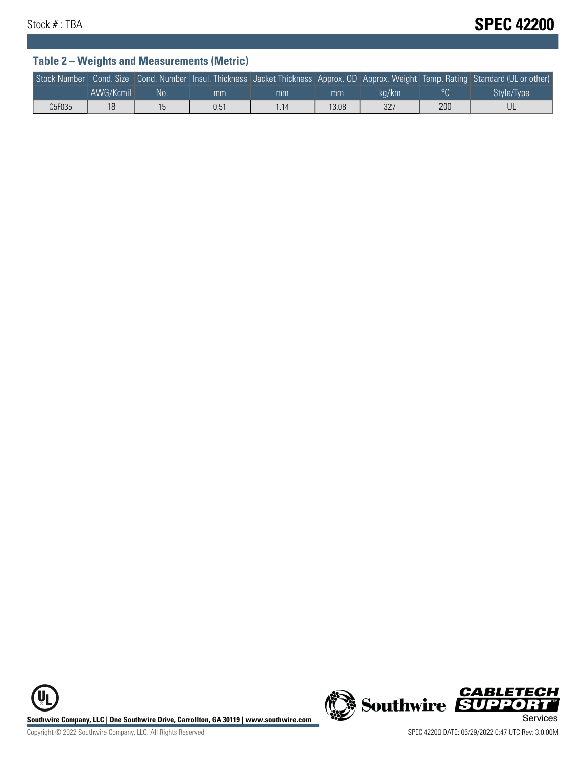### Table 2 – Weights and Measurements (Metric)

| Stock Number | Cond. Size | Cond. Number | Insul. Thickness | Jacket Thickness | Approx. OD | Approx. Weight | Temp. Rating | Standard (UL or other) |
|---|---|---|---|---|---|---|---|---|
| | AWG/Kcmil | No. | mm | mm | mm | kg/km | °C | Style/Type |
| C5F035 | 18 | 15 | 0.51 | 1.14 | 13.08 | 327 | 200 | UL |

**Southwire Company, LLC | One Southwire Drive, Carrollton, GA 30119 | www.southwire.com**

Copyright © 2022 Southwire Company, LLC. All Rights Reserved

SPEC 42200 DATE: 06/29/2022 0:47 UTC Rev: 3.0.00M